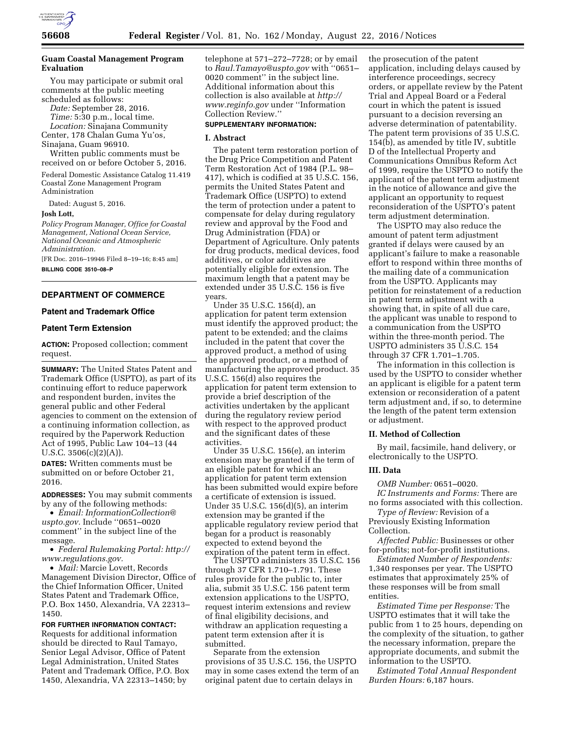## Guam Coastal Management Program Evaluation

You may participate or submit oral comments at the public meeting scheduled as follows:

*Date:* September 28, 2016.

*Time:* 5:30 p.m., local time.

*Location:* Sinajana Community Center, 178 Chalan Guma Yu'os, Sinajana, Guam 96910.

Written public comments must be received on or before October 5, 2016.

Federal Domestic Assistance Catalog 11.419 Coastal Zone Management Program Administration

Dated: August 5, 2016.

**Josh Lott,**

*Policy Program Manager, Office for Coastal Management, National Ocean Service, National Oceanic and Atmospheric Administration.*

[FR Doc. 2016–19946 Filed 8–19–16; 8:45 am]

**BILLING CODE 3510–08–P**

---

# DEPARTMENT OF COMMERCE

## Patent and Trademark Office

## Patent Term Extension

**ACTION:** Proposed collection; comment request.

**SUMMARY:** The United States Patent and Trademark Office (USPTO), as part of its continuing effort to reduce paperwork and respondent burden, invites the general public and other Federal agencies to comment on the extension of a continuing information collection, as required by the Paperwork Reduction Act of 1995, Public Law 104–13 (44 U.S.C. 3506(c)(2)(A)).

**DATES:** Written comments must be submitted on or before October 21, 2016.

**ADDRESSES:** You may submit comments by any of the following methods:

- *Email: InformationCollection@uspto.gov.* Include ''0651–0020 comment'' in the subject line of the message.
- *Federal Rulemaking Portal: http://www.regulations.gov.*
- *Mail:* Marcie Lovett, Records Management Division Director, Office of the Chief Information Officer, United States Patent and Trademark Office, P.O. Box 1450, Alexandria, VA 22313–1450.

**FOR FURTHER INFORMATION CONTACT:** Requests for additional information should be directed to Raul Tamayo, Senior Legal Advisor, Office of Patent Legal Administration, United States Patent and Trademark Office, P.O. Box 1450, Alexandria, VA 22313–1450; by telephone at 571–272–7728; or by email to *Raul.Tamayo@uspto.gov* with ''0651–0020 comment'' in the subject line. Additional information about this collection is also available at *http://www.reginfo.gov* under ''Information Collection Review.''

**SUPPLEMENTARY INFORMATION:**

### I. Abstract

The patent term restoration portion of the Drug Price Competition and Patent Term Restoration Act of 1984 (P.L. 98–417), which is codified at 35 U.S.C. 156, permits the United States Patent and Trademark Office (USPTO) to extend the term of protection under a patent to compensate for delay during regulatory review and approval by the Food and Drug Administration (FDA) or Department of Agriculture. Only patents for drug products, medical devices, food additives, or color additives are potentially eligible for extension. The maximum length that a patent may be extended under 35 U.S.C. 156 is five years.

Under 35 U.S.C. 156(d), an application for patent term extension must identify the approved product; the patent to be extended; and the claims included in the patent that cover the approved product, a method of using the approved product, or a method of manufacturing the approved product. 35 U.S.C. 156(d) also requires the application for patent term extension to provide a brief description of the activities undertaken by the applicant during the regulatory review period with respect to the approved product and the significant dates of these activities.

Under 35 U.S.C. 156(e), an interim extension may be granted if the term of an eligible patent for which an application for patent term extension has been submitted would expire before a certificate of extension is issued. Under 35 U.S.C. 156(d)(5), an interim extension may be granted if the applicable regulatory review period that began for a product is reasonably expected to extend beyond the expiration of the patent term in effect.

The USPTO administers 35 U.S.C. 156 through 37 CFR 1.710–1.791. These rules provide for the public to, inter alia, submit 35 U.S.C. 156 patent term extension applications to the USPTO, request interim extensions and review of final eligibility decisions, and withdraw an application requesting a patent term extension after it is submitted.

Separate from the extension provisions of 35 U.S.C. 156, the USPTO may in some cases extend the term of an original patent due to certain delays in the prosecution of the patent application, including delays caused by interference proceedings, secrecy orders, or appellate review by the Patent Trial and Appeal Board or a Federal court in which the patent is issued pursuant to a decision reversing an adverse determination of patentability. The patent term provisions of 35 U.S.C. 154(b), as amended by title IV, subtitle D of the Intellectual Property and Communications Omnibus Reform Act of 1999, require the USPTO to notify the applicant of the patent term adjustment in the notice of allowance and give the applicant an opportunity to request reconsideration of the USPTO's patent term adjustment determination.

The USPTO may also reduce the amount of patent term adjustment granted if delays were caused by an applicant's failure to make a reasonable effort to respond within three months of the mailing date of a communication from the USPTO. Applicants may petition for reinstatement of a reduction in patent term adjustment with a showing that, in spite of all due care, the applicant was unable to respond to a communication from the USPTO within the three-month period. The USPTO administers 35 U.S.C. 154 through 37 CFR 1.701–1.705.

The information in this collection is used by the USPTO to consider whether an applicant is eligible for a patent term extension or reconsideration of a patent term adjustment and, if so, to determine the length of the patent term extension or adjustment.

### II. Method of Collection

By mail, facsimile, hand delivery, or electronically to the USPTO.

### III. Data

*OMB Number:* 0651–0020.

*IC Instruments and Forms:* There are no forms associated with this collection.

*Type of Review:* Revision of a Previously Existing Information Collection.

*Affected Public:* Businesses or other for-profits; not-for-profit institutions.

*Estimated Number of Respondents:* 1,340 responses per year. The USPTO estimates that approximately 25% of these responses will be from small entities.

*Estimated Time per Response:* The USPTO estimates that it will take the public from 1 to 25 hours, depending on the complexity of the situation, to gather the necessary information, prepare the appropriate documents, and submit the information to the USPTO.

*Estimated Total Annual Respondent Burden Hours:* 6,187 hours.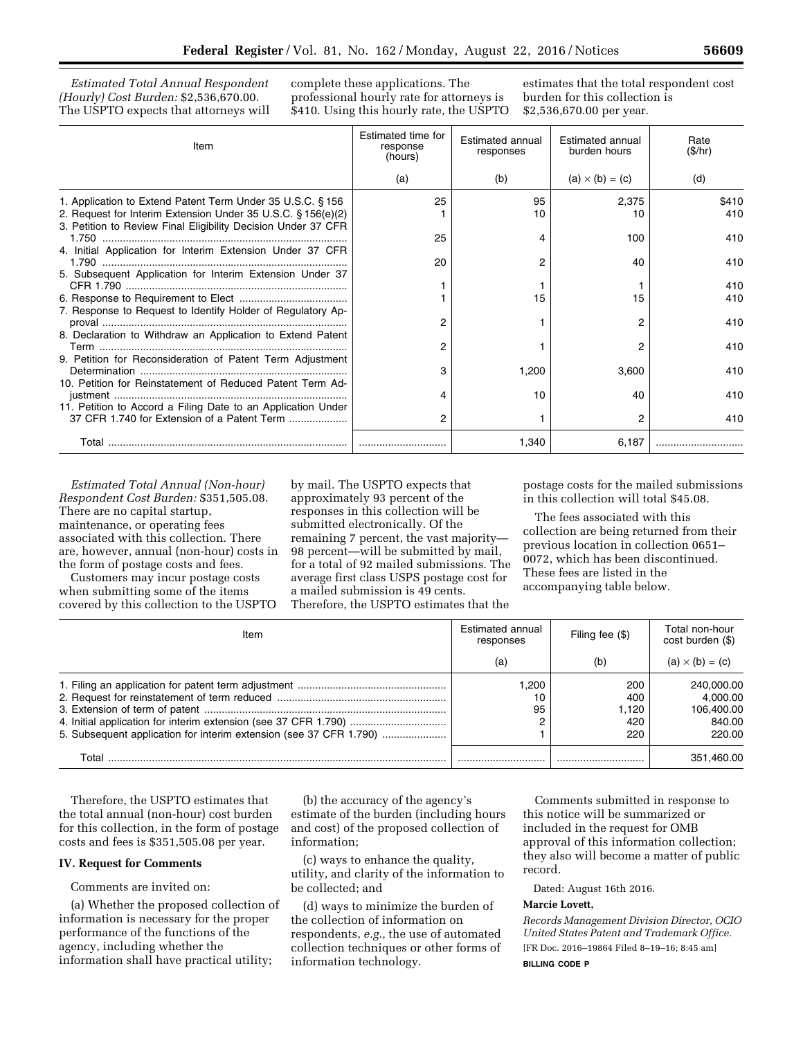*Estimated Total Annual Respondent (Hourly) Cost Burden:* $2,536,670.00. The USPTO expects that attorneys will complete these applications. The professional hourly rate for attorneys is $410. Using this hourly rate, the USPTO estimates that the total respondent cost burden for this collection is $2,536,670.00 per year.

| Item | Estimated time for response (hours) | Estimated annual responses | Estimated annual burden hours | Rate ($/hr) |
|---|---|---|---|---|
| | (a) | (b) | (a) × (b) = (c) | (d) |
| 1. Application to Extend Patent Term Under 35 U.S.C. § 156 | 25 | 95 | 2,375 | $410 |
| 2. Request for Interim Extension Under 35 U.S.C. § 156(e)(2) | 1 | 10 | 10 | 410 |
| 3. Petition to Review Final Eligibility Decision Under 37 CFR 1.750 | 25 | 4 | 100 | 410 |
| 4. Initial Application for Interim Extension Under 37 CFR 1.790 | 20 | 2 | 40 | 410 |
| 5. Subsequent Application for Interim Extension Under 37 CFR 1.790 | 1 | 1 | 1 | 410 |
| 6. Response to Requirement to Elect | 1 | 15 | 15 | 410 |
| 7. Response to Request to Identify Holder of Regulatory Approval | 2 | 1 | 2 | 410 |
| 8. Declaration to Withdraw an Application to Extend Patent Term | 2 | 1 | 2 | 410 |
| 9. Petition for Reconsideration of Patent Term Adjustment Determination | 3 | 1,200 | 3,600 | 410 |
| 10. Petition for Reinstatement of Reduced Patent Term Adjustment | 4 | 10 | 40 | 410 |
| 11. Petition to Accord a Filing Date to an Application Under 37 CFR 1.740 for Extension of a Patent Term | 2 | 1 | 2 | 410 |
| Total | | 1,340 | 6,187 | |

*Estimated Total Annual (Non-hour) Respondent Cost Burden:* $351,505.08. There are no capital startup, maintenance, or operating fees associated with this collection. There are, however, annual (non-hour) costs in the form of postage costs and fees.

Customers may incur postage costs when submitting some of the items covered by this collection to the USPTO by mail. The USPTO expects that approximately 93 percent of the responses in this collection will be submitted electronically. Of the remaining 7 percent, the vast majority—98 percent—will be submitted by mail, for a total of 92 mailed submissions. The average first class USPS postage cost for a mailed submission is 49 cents. Therefore, the USPTO estimates that the postage costs for the mailed submissions in this collection will total $45.08.

The fees associated with this collection are being returned from their previous location in collection 0651–0072, which has been discontinued. These fees are listed in the accompanying table below.

| Item | Estimated annual responses | Filing fee ($) | Total non-hour cost burden ($) |
|---|---|---|---|
| | (a) | (b) | (a) × (b) = (c) |
| 1. Filing an application for patent term adjustment | 1,200 | 200 | 240,000.00 |
| 2. Request for reinstatement of term reduced | 10 | 400 | 4,000.00 |
| 3. Extension of term of patent | 95 | 1,120 | 106,400.00 |
| 4. Initial application for interim extension (see 37 CFR 1.790) | 2 | 420 | 840.00 |
| 5. Subsequent application for interim extension (see 37 CFR 1.790) | 1 | 220 | 220.00 |
| Total | | | 351,460.00 |

Therefore, the USPTO estimates that the total annual (non-hour) cost burden for this collection, in the form of postage costs and fees is $351,505.08 per year.

## IV. Request for Comments

Comments are invited on:

(a) Whether the proposed collection of information is necessary for the proper performance of the functions of the agency, including whether the information shall have practical utility;

(b) the accuracy of the agency's estimate of the burden (including hours and cost) of the proposed collection of information;

(c) ways to enhance the quality, utility, and clarity of the information to be collected; and

(d) ways to minimize the burden of the collection of information on respondents, *e.g.,* the use of automated collection techniques or other forms of information technology.

Comments submitted in response to this notice will be summarized or included in the request for OMB approval of this information collection; they also will become a matter of public record.

Dated: August 16th 2016.

**Marcie Lovett,**

*Records Management Division Director, OCIO United States Patent and Trademark Office.*

[FR Doc. 2016–19864 Filed 8–19–16; 8:45 am]

**BILLING CODE P**